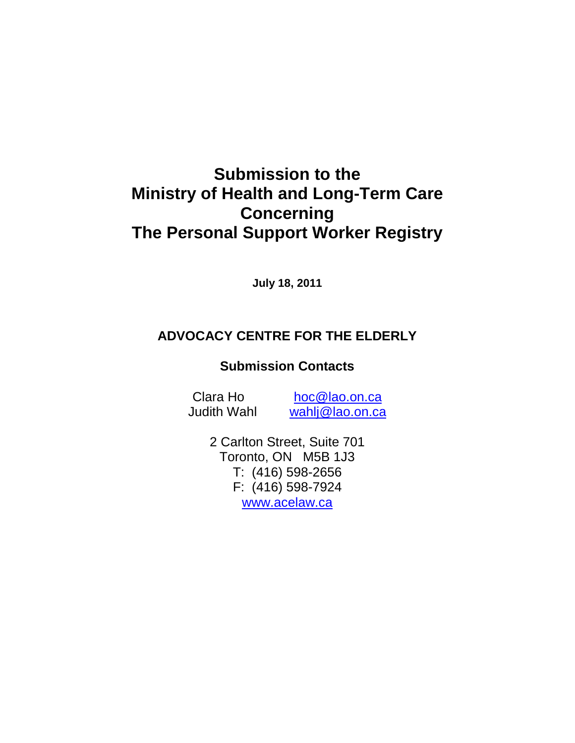# Submission to the Ministry of Health and Long-Term Care Concerning The Personal Support Worker Registry

**July 18, 2011**

## ADVOCACY CENTRE FOR THE ELDERLY

### Submission Contacts

Clara Ho hoc@lao.on.ca
Judith Wahl wahlj@lao.on.ca

2 Carlton Street, Suite 701
Toronto, ON M5B 1J3
T: (416) 598-2656
F: (416) 598-7924
www.acelaw.ca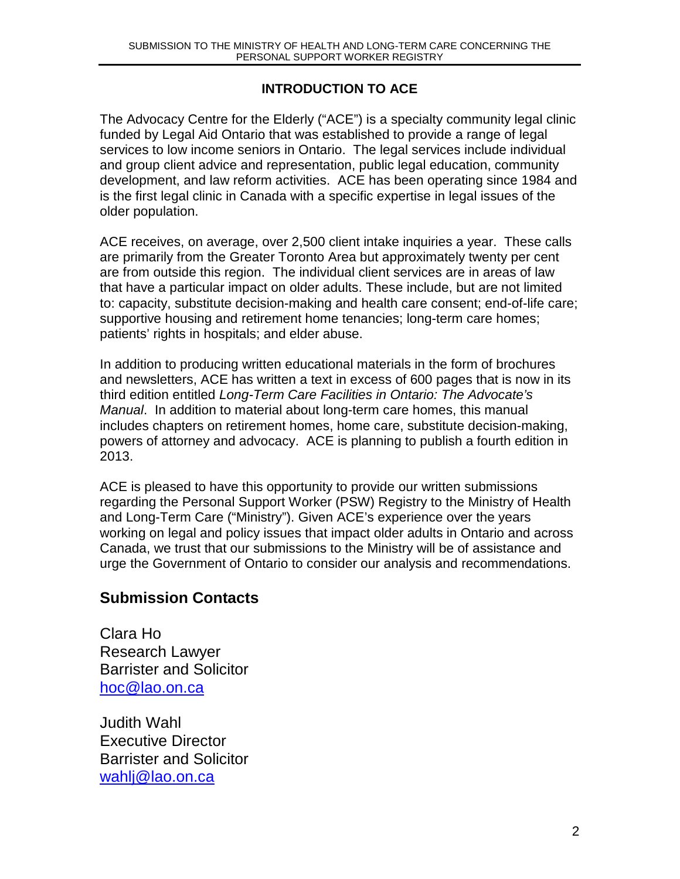## INTRODUCTION TO ACE

The Advocacy Centre for the Elderly ("ACE") is a specialty community legal clinic funded by Legal Aid Ontario that was established to provide a range of legal services to low income seniors in Ontario. The legal services include individual and group client advice and representation, public legal education, community development, and law reform activities. ACE has been operating since 1984 and is the first legal clinic in Canada with a specific expertise in legal issues of the older population.

ACE receives, on average, over 2,500 client intake inquiries a year. These calls are primarily from the Greater Toronto Area but approximately twenty per cent are from outside this region. The individual client services are in areas of law that have a particular impact on older adults. These include, but are not limited to: capacity, substitute decision-making and health care consent; end-of-life care; supportive housing and retirement home tenancies; long-term care homes; patients' rights in hospitals; and elder abuse.

In addition to producing written educational materials in the form of brochures and newsletters, ACE has written a text in excess of 600 pages that is now in its third edition entitled *Long-Term Care Facilities in Ontario: The Advocate's Manual*. In addition to material about long-term care homes, this manual includes chapters on retirement homes, home care, substitute decision-making, powers of attorney and advocacy. ACE is planning to publish a fourth edition in 2013.

ACE is pleased to have this opportunity to provide our written submissions regarding the Personal Support Worker (PSW) Registry to the Ministry of Health and Long-Term Care ("Ministry"). Given ACE's experience over the years working on legal and policy issues that impact older adults in Ontario and across Canada, we trust that our submissions to the Ministry will be of assistance and urge the Government of Ontario to consider our analysis and recommendations.

## Submission Contacts

Clara Ho
Research Lawyer
Barrister and Solicitor
hoc@lao.on.ca

Judith Wahl
Executive Director
Barrister and Solicitor
wahlj@lao.on.ca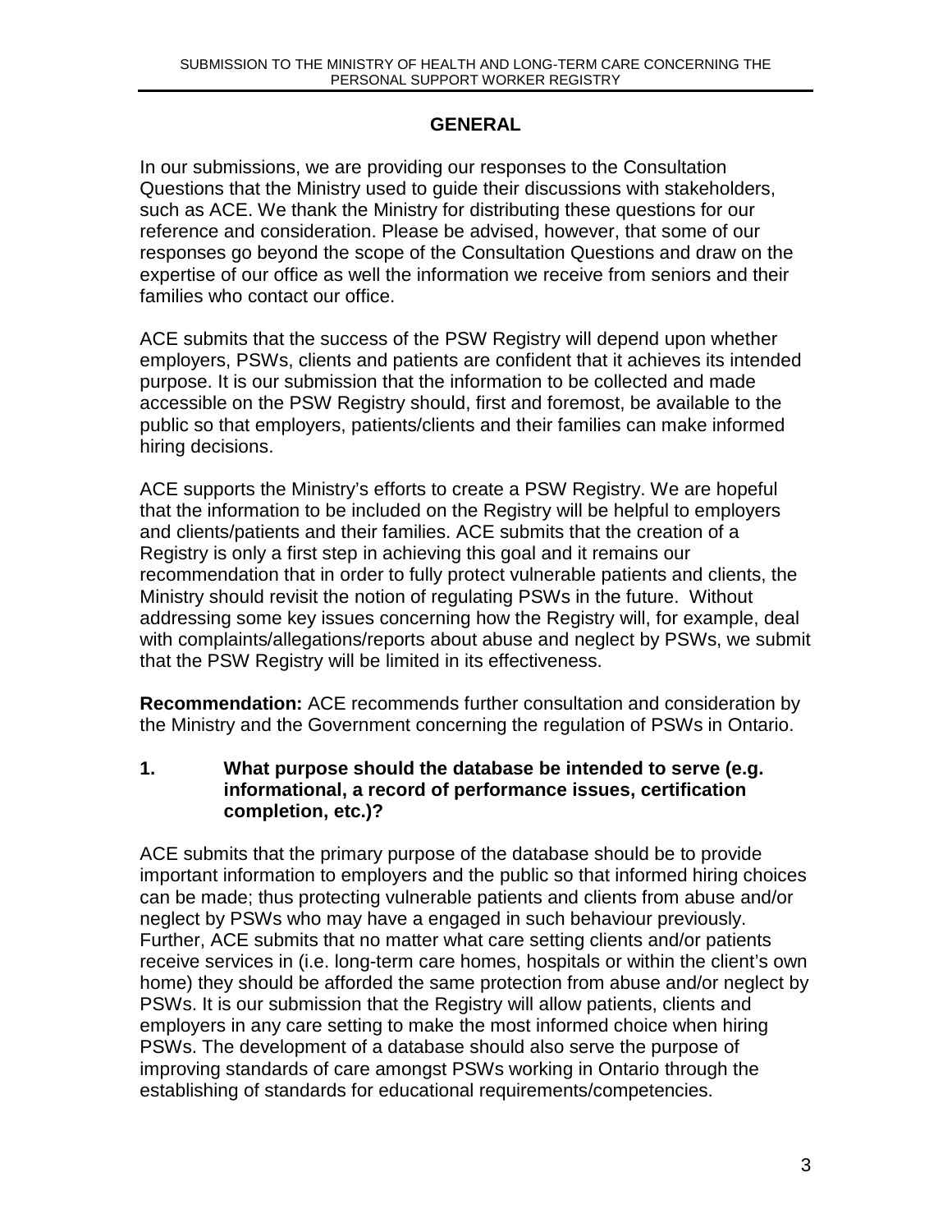## GENERAL

In our submissions, we are providing our responses to the Consultation Questions that the Ministry used to guide their discussions with stakeholders, such as ACE. We thank the Ministry for distributing these questions for our reference and consideration. Please be advised, however, that some of our responses go beyond the scope of the Consultation Questions and draw on the expertise of our office as well the information we receive from seniors and their families who contact our office.

ACE submits that the success of the PSW Registry will depend upon whether employers, PSWs, clients and patients are confident that it achieves its intended purpose. It is our submission that the information to be collected and made accessible on the PSW Registry should, first and foremost, be available to the public so that employers, patients/clients and their families can make informed hiring decisions.

ACE supports the Ministry's efforts to create a PSW Registry. We are hopeful that the information to be included on the Registry will be helpful to employers and clients/patients and their families. ACE submits that the creation of a Registry is only a first step in achieving this goal and it remains our recommendation that in order to fully protect vulnerable patients and clients, the Ministry should revisit the notion of regulating PSWs in the future. Without addressing some key issues concerning how the Registry will, for example, deal with complaints/allegations/reports about abuse and neglect by PSWs, we submit that the PSW Registry will be limited in its effectiveness.

**Recommendation:** ACE recommends further consultation and consideration by the Ministry and the Government concerning the regulation of PSWs in Ontario.

### 1. What purpose should the database be intended to serve (e.g. informational, a record of performance issues, certification completion, etc.)?

ACE submits that the primary purpose of the database should be to provide important information to employers and the public so that informed hiring choices can be made; thus protecting vulnerable patients and clients from abuse and/or neglect by PSWs who may have a engaged in such behaviour previously. Further, ACE submits that no matter what care setting clients and/or patients receive services in (i.e. long-term care homes, hospitals or within the client's own home) they should be afforded the same protection from abuse and/or neglect by PSWs. It is our submission that the Registry will allow patients, clients and employers in any care setting to make the most informed choice when hiring PSWs. The development of a database should also serve the purpose of improving standards of care amongst PSWs working in Ontario through the establishing of standards for educational requirements/competencies.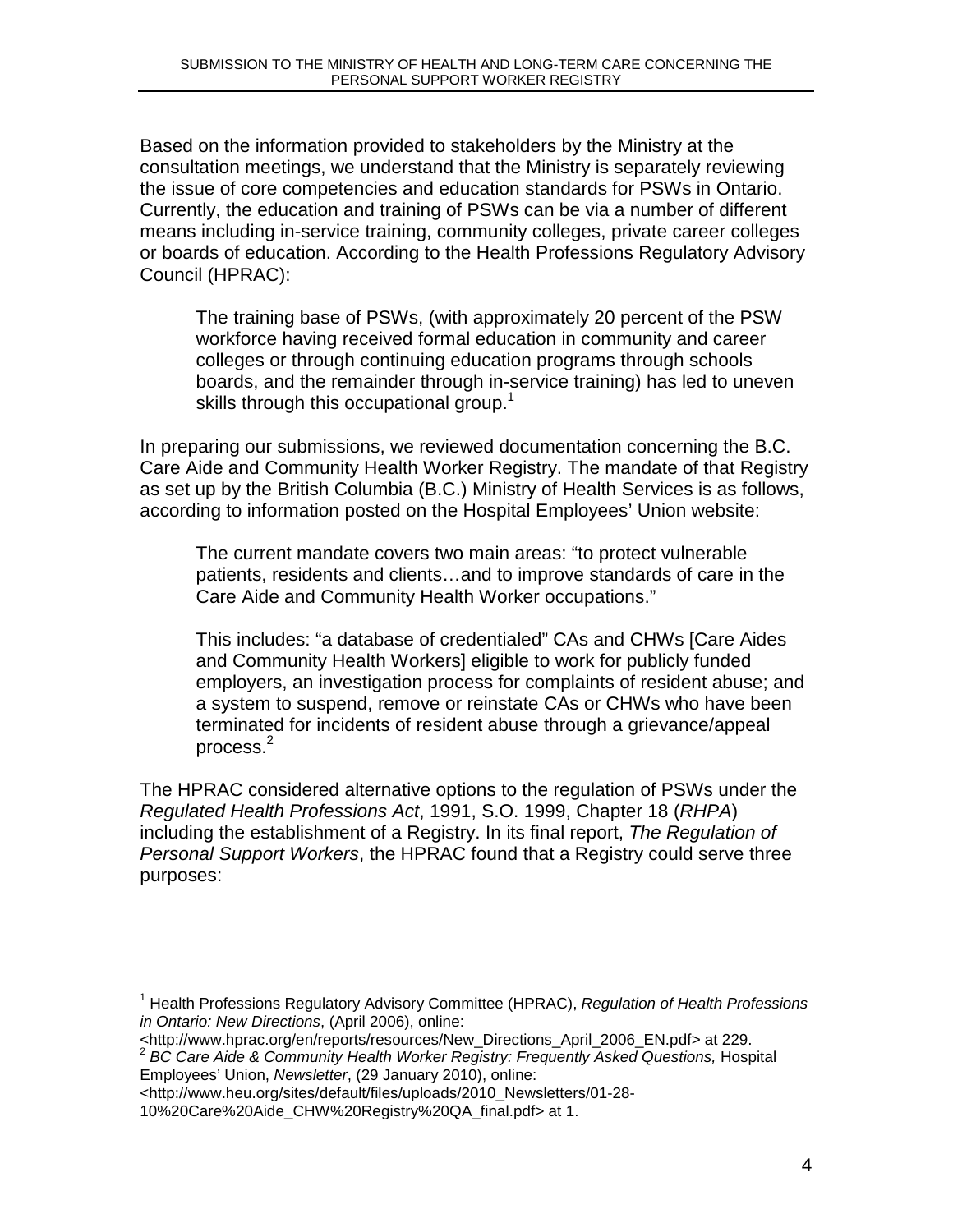Based on the information provided to stakeholders by the Ministry at the consultation meetings, we understand that the Ministry is separately reviewing the issue of core competencies and education standards for PSWs in Ontario. Currently, the education and training of PSWs can be via a number of different means including in-service training, community colleges, private career colleges or boards of education. According to the Health Professions Regulatory Advisory Council (HPRAC):

> The training base of PSWs, (with approximately 20 percent of the PSW workforce having received formal education in community and career colleges or through continuing education programs through schools boards, and the remainder through in-service training) has led to uneven skills through this occupational group.[1]

In preparing our submissions, we reviewed documentation concerning the B.C. Care Aide and Community Health Worker Registry. The mandate of that Registry as set up by the British Columbia (B.C.) Ministry of Health Services is as follows, according to information posted on the Hospital Employees' Union website:

> The current mandate covers two main areas: "to protect vulnerable patients, residents and clients…and to improve standards of care in the Care Aide and Community Health Worker occupations."
>
> This includes: "a database of credentialed" CAs and CHWs [Care Aides and Community Health Workers] eligible to work for publicly funded employers, an investigation process for complaints of resident abuse; and a system to suspend, remove or reinstate CAs or CHWs who have been terminated for incidents of resident abuse through a grievance/appeal process.[2]

The HPRAC considered alternative options to the regulation of PSWs under the *Regulated Health Professions Act*, 1991, S.O. 1999, Chapter 18 (*RHPA*) including the establishment of a Registry. In its final report, *The Regulation of Personal Support Workers*, the HPRAC found that a Registry could serve three purposes:

---

[1] Health Professions Regulatory Advisory Committee (HPRAC), *Regulation of Health Professions in Ontario: New Directions*, (April 2006), online: <http://www.hprac.org/en/reports/resources/New_Directions_April_2006_EN.pdf> at 229.

[2] *BC Care Aide & Community Health Worker Registry: Frequently Asked Questions,* Hospital Employees' Union, *Newsletter*, (29 January 2010), online: <http://www.heu.org/sites/default/files/uploads/2010_Newsletters/01-28-10%20Care%20Aide_CHW%20Registry%20QA_final.pdf> at 1.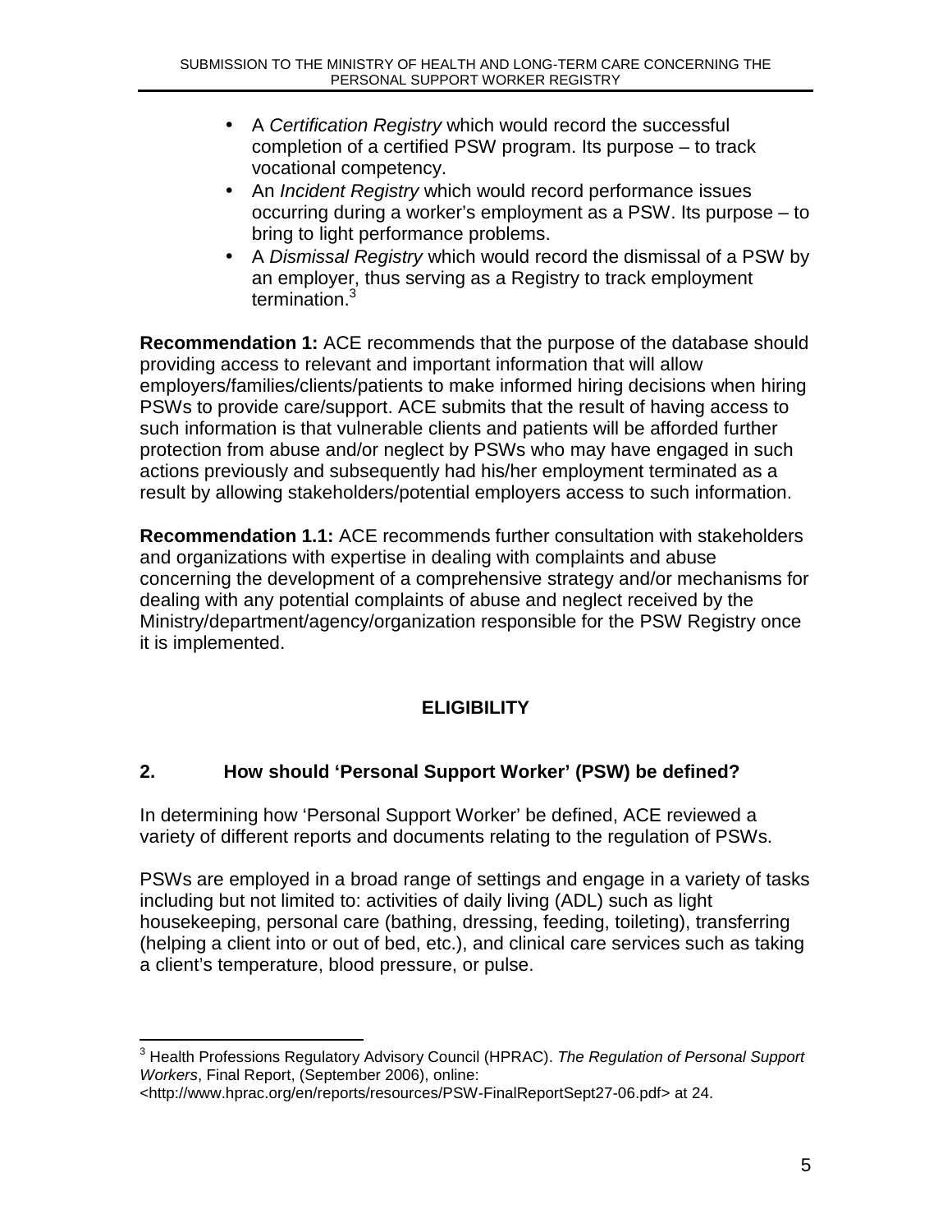- A *Certification Registry* which would record the successful completion of a certified PSW program. Its purpose – to track vocational competency.
- An *Incident Registry* which would record performance issues occurring during a worker's employment as a PSW. Its purpose – to bring to light performance problems.
- A *Dismissal Registry* which would record the dismissal of a PSW by an employer, thus serving as a Registry to track employment termination.[3]

**Recommendation 1:** ACE recommends that the purpose of the database should providing access to relevant and important information that will allow employers/families/clients/patients to make informed hiring decisions when hiring PSWs to provide care/support. ACE submits that the result of having access to such information is that vulnerable clients and patients will be afforded further protection from abuse and/or neglect by PSWs who may have engaged in such actions previously and subsequently had his/her employment terminated as a result by allowing stakeholders/potential employers access to such information.

**Recommendation 1.1:** ACE recommends further consultation with stakeholders and organizations with expertise in dealing with complaints and abuse concerning the development of a comprehensive strategy and/or mechanisms for dealing with any potential complaints of abuse and neglect received by the Ministry/department/agency/organization responsible for the PSW Registry once it is implemented.

## ELIGIBILITY

### 2. How should 'Personal Support Worker' (PSW) be defined?

In determining how 'Personal Support Worker' be defined, ACE reviewed a variety of different reports and documents relating to the regulation of PSWs.

PSWs are employed in a broad range of settings and engage in a variety of tasks including but not limited to: activities of daily living (ADL) such as light housekeeping, personal care (bathing, dressing, feeding, toileting), transferring (helping a client into or out of bed, etc.), and clinical care services such as taking a client's temperature, blood pressure, or pulse.

---

[3] Health Professions Regulatory Advisory Council (HPRAC). *The Regulation of Personal Support Workers*, Final Report, (September 2006), online: <http://www.hprac.org/en/reports/resources/PSW-FinalReportSept27-06.pdf> at 24.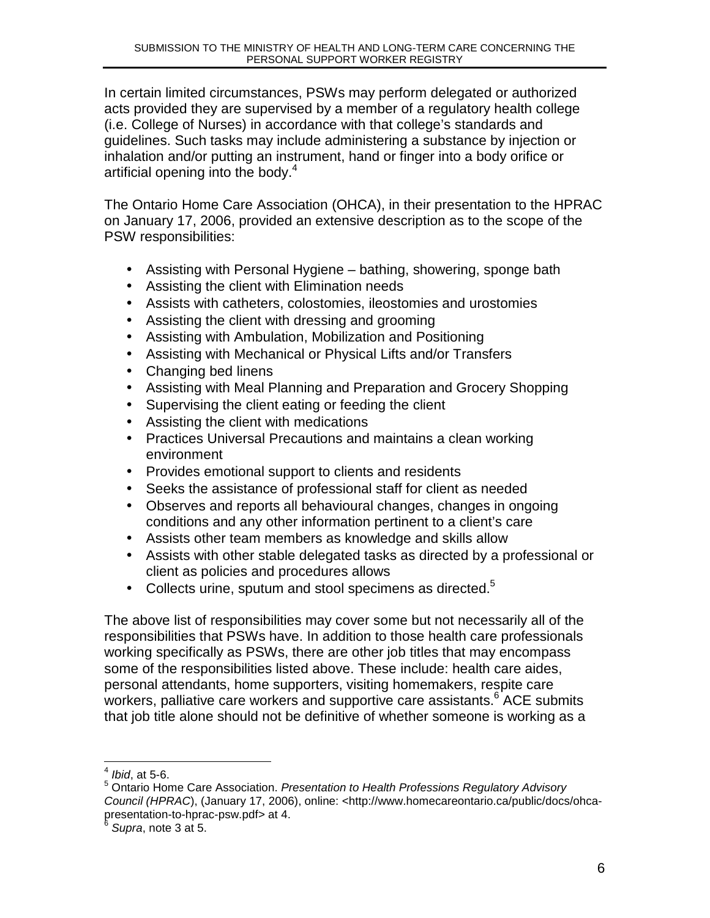In certain limited circumstances, PSWs may perform delegated or authorized acts provided they are supervised by a member of a regulatory health college (i.e. College of Nurses) in accordance with that college's standards and guidelines. Such tasks may include administering a substance by injection or inhalation and/or putting an instrument, hand or finger into a body orifice or artificial opening into the body.[4]

The Ontario Home Care Association (OHCA), in their presentation to the HPRAC on January 17, 2006, provided an extensive description as to the scope of the PSW responsibilities:

- Assisting with Personal Hygiene – bathing, showering, sponge bath
- Assisting the client with Elimination needs
- Assists with catheters, colostomies, ileostomies and urostomies
- Assisting the client with dressing and grooming
- Assisting with Ambulation, Mobilization and Positioning
- Assisting with Mechanical or Physical Lifts and/or Transfers
- Changing bed linens
- Assisting with Meal Planning and Preparation and Grocery Shopping
- Supervising the client eating or feeding the client
- Assisting the client with medications
- Practices Universal Precautions and maintains a clean working environment
- Provides emotional support to clients and residents
- Seeks the assistance of professional staff for client as needed
- Observes and reports all behavioural changes, changes in ongoing conditions and any other information pertinent to a client's care
- Assists other team members as knowledge and skills allow
- Assists with other stable delegated tasks as directed by a professional or client as policies and procedures allows
- Collects urine, sputum and stool specimens as directed.[5]

The above list of responsibilities may cover some but not necessarily all of the responsibilities that PSWs have. In addition to those health care professionals working specifically as PSWs, there are other job titles that may encompass some of the responsibilities listed above. These include: health care aides, personal attendants, home supporters, visiting homemakers, respite care workers, palliative care workers and supportive care assistants.[6] ACE submits that job title alone should not be definitive of whether someone is working as a

---

[4] *Ibid*, at 5-6.

[5] Ontario Home Care Association. *Presentation to Health Professions Regulatory Advisory Council (HPRAC)*, (January 17, 2006), online: <http://www.homecareontario.ca/public/docs/ohca-presentation-to-hprac-psw.pdf> at 4.

[6] *Supra*, note 3 at 5.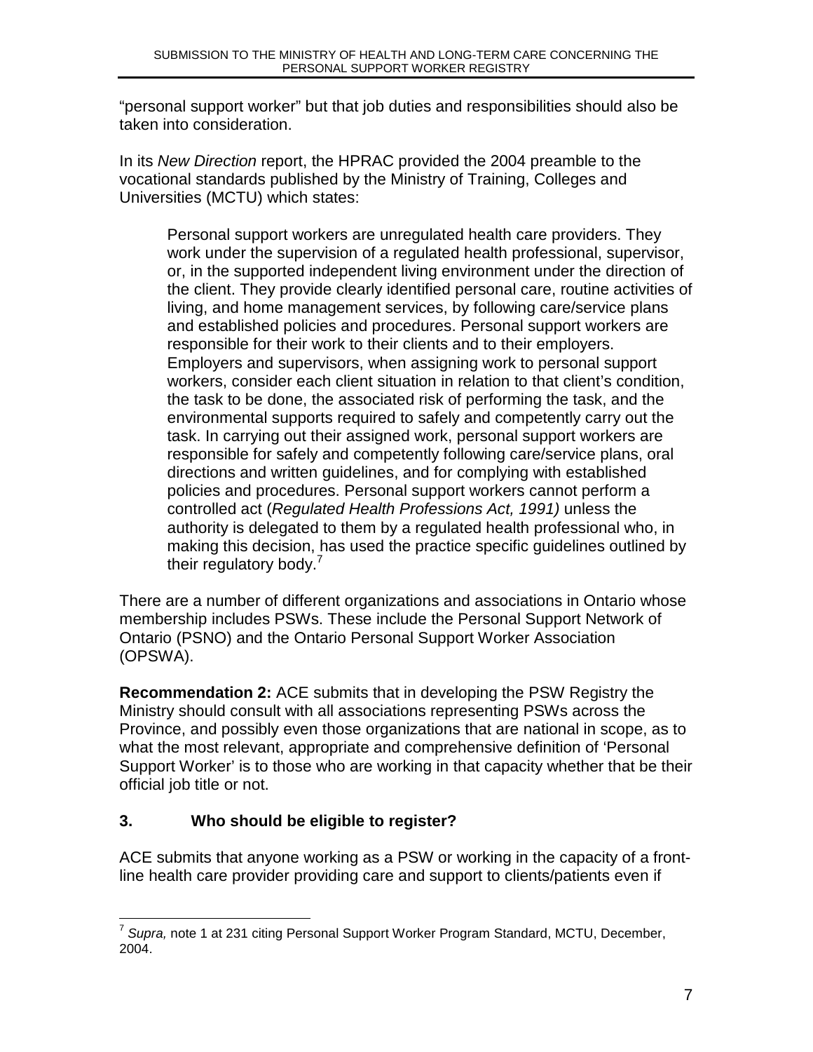"personal support worker" but that job duties and responsibilities should also be taken into consideration.

In its *New Direction* report, the HPRAC provided the 2004 preamble to the vocational standards published by the Ministry of Training, Colleges and Universities (MCTU) which states:

> Personal support workers are unregulated health care providers. They work under the supervision of a regulated health professional, supervisor, or, in the supported independent living environment under the direction of the client. They provide clearly identified personal care, routine activities of living, and home management services, by following care/service plans and established policies and procedures. Personal support workers are responsible for their work to their clients and to their employers. Employers and supervisors, when assigning work to personal support workers, consider each client situation in relation to that client's condition, the task to be done, the associated risk of performing the task, and the environmental supports required to safely and competently carry out the task. In carrying out their assigned work, personal support workers are responsible for safely and competently following care/service plans, oral directions and written guidelines, and for complying with established policies and procedures. Personal support workers cannot perform a controlled act (*Regulated Health Professions Act, 1991)* unless the authority is delegated to them by a regulated health professional who, in making this decision, has used the practice specific guidelines outlined by their regulatory body.[7]

There are a number of different organizations and associations in Ontario whose membership includes PSWs. These include the Personal Support Network of Ontario (PSNO) and the Ontario Personal Support Worker Association (OPSWA).

**Recommendation 2:** ACE submits that in developing the PSW Registry the Ministry should consult with all associations representing PSWs across the Province, and possibly even those organizations that are national in scope, as to what the most relevant, appropriate and comprehensive definition of 'Personal Support Worker' is to those who are working in that capacity whether that be their official job title or not.

## 3. Who should be eligible to register?

ACE submits that anyone working as a PSW or working in the capacity of a front-line health care provider providing care and support to clients/patients even if

---

[7] *Supra,* note 1 at 231 citing Personal Support Worker Program Standard, MCTU, December, 2004.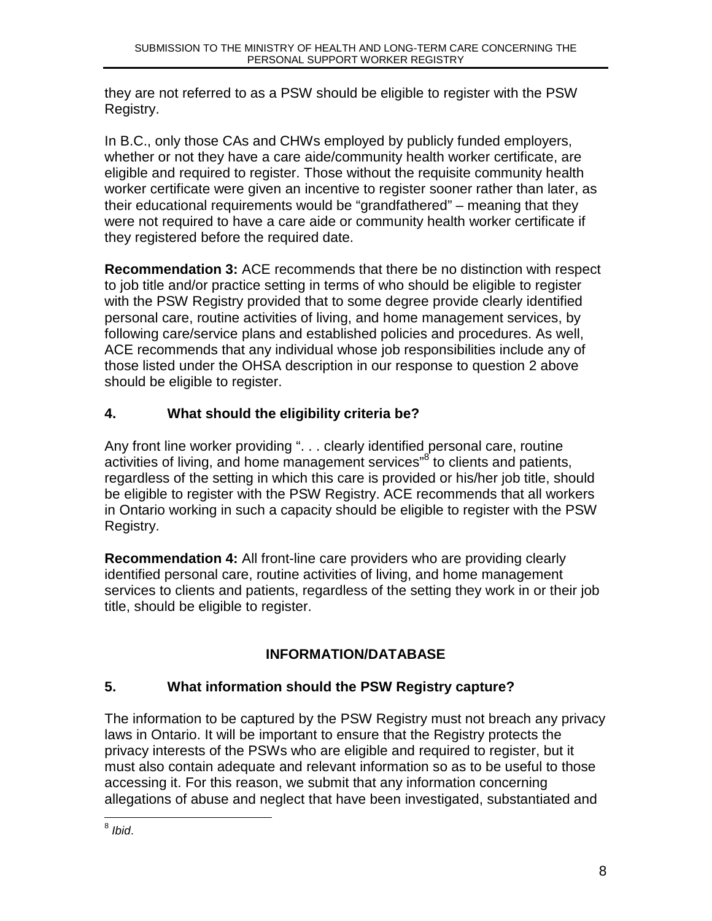they are not referred to as a PSW should be eligible to register with the PSW Registry.

In B.C., only those CAs and CHWs employed by publicly funded employers, whether or not they have a care aide/community health worker certificate, are eligible and required to register. Those without the requisite community health worker certificate were given an incentive to register sooner rather than later, as their educational requirements would be "grandfathered" – meaning that they were not required to have a care aide or community health worker certificate if they registered before the required date.

**Recommendation 3:** ACE recommends that there be no distinction with respect to job title and/or practice setting in terms of who should be eligible to register with the PSW Registry provided that to some degree provide clearly identified personal care, routine activities of living, and home management services, by following care/service plans and established policies and procedures. As well, ACE recommends that any individual whose job responsibilities include any of those listed under the OHSA description in our response to question 2 above should be eligible to register.

## 4. What should the eligibility criteria be?

Any front line worker providing ". . . clearly identified personal care, routine activities of living, and home management services"[8] to clients and patients, regardless of the setting in which this care is provided or his/her job title, should be eligible to register with the PSW Registry. ACE recommends that all workers in Ontario working in such a capacity should be eligible to register with the PSW Registry.

**Recommendation 4:** All front-line care providers who are providing clearly identified personal care, routine activities of living, and home management services to clients and patients, regardless of the setting they work in or their job title, should be eligible to register.

## INFORMATION/DATABASE

## 5. What information should the PSW Registry capture?

The information to be captured by the PSW Registry must not breach any privacy laws in Ontario. It will be important to ensure that the Registry protects the privacy interests of the PSWs who are eligible and required to register, but it must also contain adequate and relevant information so as to be useful to those accessing it. For this reason, we submit that any information concerning allegations of abuse and neglect that have been investigated, substantiated and

---

[8] *Ibid*.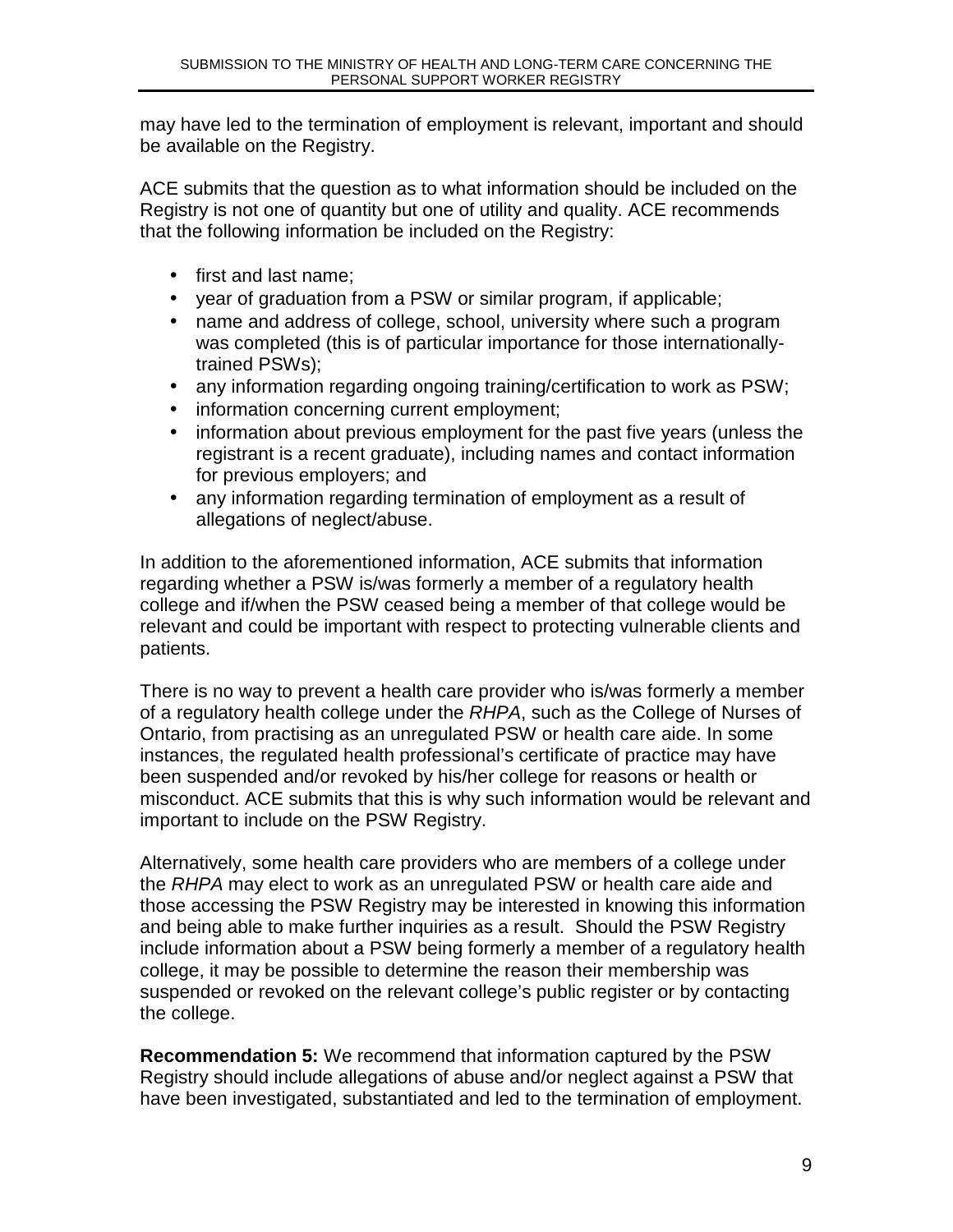may have led to the termination of employment is relevant, important and should be available on the Registry.

ACE submits that the question as to what information should be included on the Registry is not one of quantity but one of utility and quality. ACE recommends that the following information be included on the Registry:

- first and last name;
- year of graduation from a PSW or similar program, if applicable;
- name and address of college, school, university where such a program was completed (this is of particular importance for those internationally-trained PSWs);
- any information regarding ongoing training/certification to work as PSW;
- information concerning current employment;
- information about previous employment for the past five years (unless the registrant is a recent graduate), including names and contact information for previous employers; and
- any information regarding termination of employment as a result of allegations of neglect/abuse.

In addition to the aforementioned information, ACE submits that information regarding whether a PSW is/was formerly a member of a regulatory health college and if/when the PSW ceased being a member of that college would be relevant and could be important with respect to protecting vulnerable clients and patients.

There is no way to prevent a health care provider who is/was formerly a member of a regulatory health college under the *RHPA*, such as the College of Nurses of Ontario, from practising as an unregulated PSW or health care aide. In some instances, the regulated health professional's certificate of practice may have been suspended and/or revoked by his/her college for reasons or health or misconduct. ACE submits that this is why such information would be relevant and important to include on the PSW Registry.

Alternatively, some health care providers who are members of a college under the *RHPA* may elect to work as an unregulated PSW or health care aide and those accessing the PSW Registry may be interested in knowing this information and being able to make further inquiries as a result. Should the PSW Registry include information about a PSW being formerly a member of a regulatory health college, it may be possible to determine the reason their membership was suspended or revoked on the relevant college's public register or by contacting the college.

**Recommendation 5:** We recommend that information captured by the PSW Registry should include allegations of abuse and/or neglect against a PSW that have been investigated, substantiated and led to the termination of employment.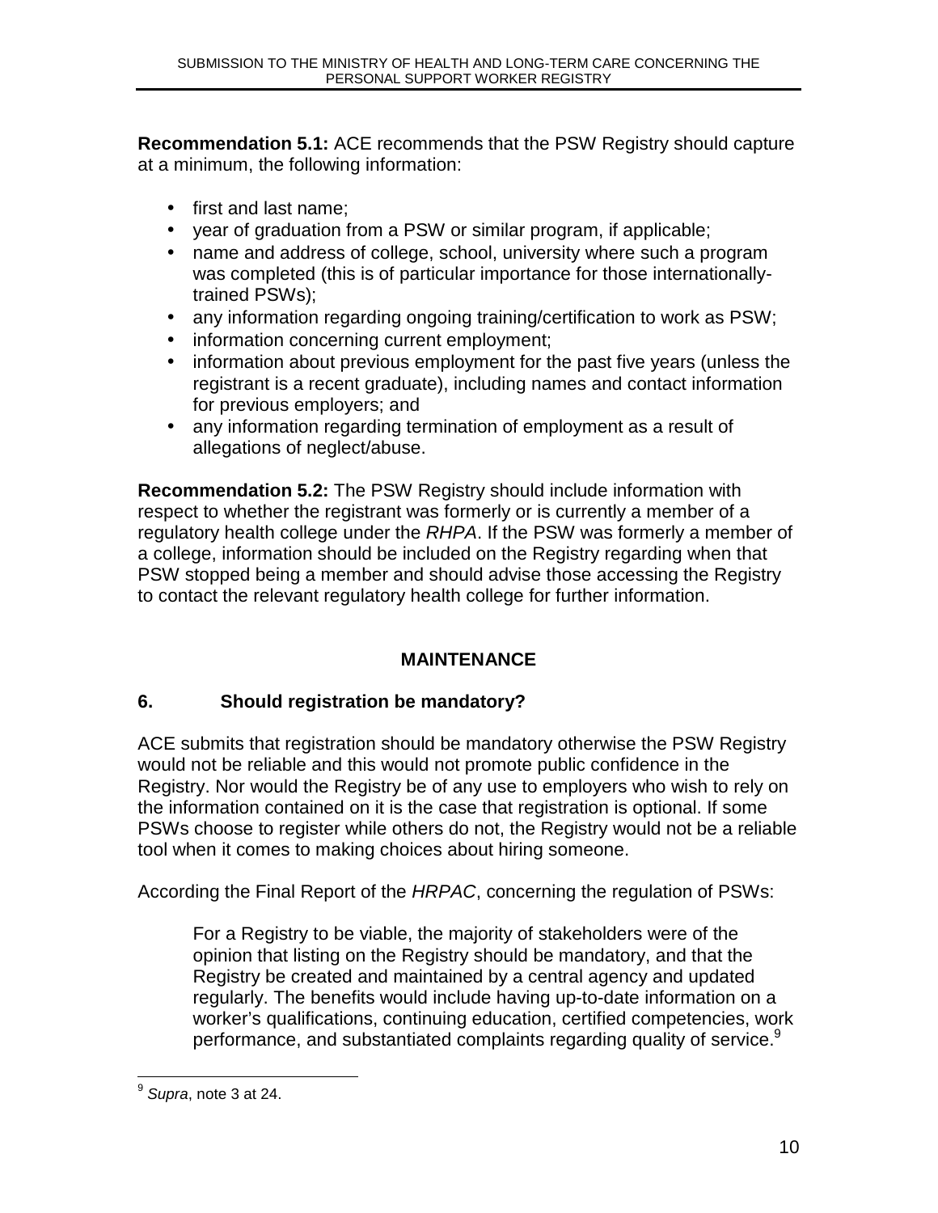**Recommendation 5.1:** ACE recommends that the PSW Registry should capture at a minimum, the following information:

- first and last name;
- year of graduation from a PSW or similar program, if applicable;
- name and address of college, school, university where such a program was completed (this is of particular importance for those internationally-trained PSWs);
- any information regarding ongoing training/certification to work as PSW;
- information concerning current employment;
- information about previous employment for the past five years (unless the registrant is a recent graduate), including names and contact information for previous employers; and
- any information regarding termination of employment as a result of allegations of neglect/abuse.

**Recommendation 5.2:** The PSW Registry should include information with respect to whether the registrant was formerly or is currently a member of a regulatory health college under the *RHPA*. If the PSW was formerly a member of a college, information should be included on the Registry regarding when that PSW stopped being a member and should advise those accessing the Registry to contact the relevant regulatory health college for further information.

## MAINTENANCE

### 6. Should registration be mandatory?

ACE submits that registration should be mandatory otherwise the PSW Registry would not be reliable and this would not promote public confidence in the Registry. Nor would the Registry be of any use to employers who wish to rely on the information contained on it is the case that registration is optional. If some PSWs choose to register while others do not, the Registry would not be a reliable tool when it comes to making choices about hiring someone.

According the Final Report of the *HRPAC*, concerning the regulation of PSWs:

> For a Registry to be viable, the majority of stakeholders were of the opinion that listing on the Registry should be mandatory, and that the Registry be created and maintained by a central agency and updated regularly. The benefits would include having up-to-date information on a worker's qualifications, continuing education, certified competencies, work performance, and substantiated complaints regarding quality of service.[9]

---

[9] *Supra*, note 3 at 24.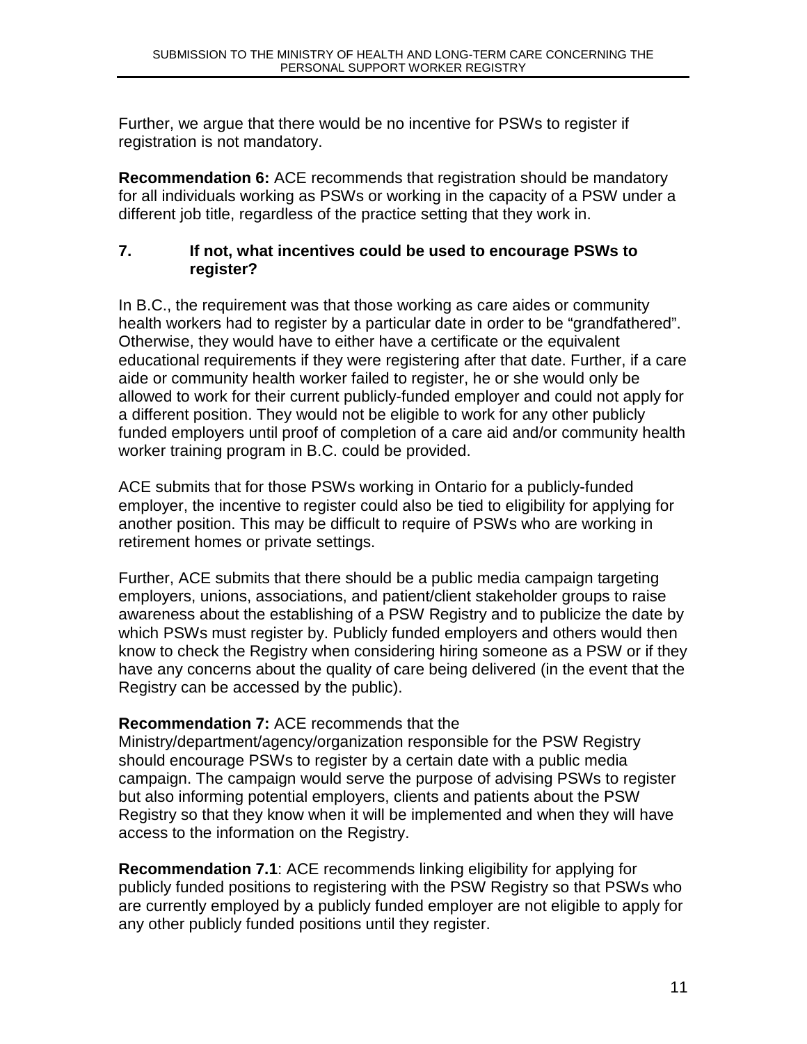Further, we argue that there would be no incentive for PSWs to register if registration is not mandatory.

**Recommendation 6:** ACE recommends that registration should be mandatory for all individuals working as PSWs or working in the capacity of a PSW under a different job title, regardless of the practice setting that they work in.

### 7. If not, what incentives could be used to encourage PSWs to register?

In B.C., the requirement was that those working as care aides or community health workers had to register by a particular date in order to be "grandfathered". Otherwise, they would have to either have a certificate or the equivalent educational requirements if they were registering after that date. Further, if a care aide or community health worker failed to register, he or she would only be allowed to work for their current publicly-funded employer and could not apply for a different position. They would not be eligible to work for any other publicly funded employers until proof of completion of a care aid and/or community health worker training program in B.C. could be provided.

ACE submits that for those PSWs working in Ontario for a publicly-funded employer, the incentive to register could also be tied to eligibility for applying for another position. This may be difficult to require of PSWs who are working in retirement homes or private settings.

Further, ACE submits that there should be a public media campaign targeting employers, unions, associations, and patient/client stakeholder groups to raise awareness about the establishing of a PSW Registry and to publicize the date by which PSWs must register by. Publicly funded employers and others would then know to check the Registry when considering hiring someone as a PSW or if they have any concerns about the quality of care being delivered (in the event that the Registry can be accessed by the public).

**Recommendation 7:** ACE recommends that the Ministry/department/agency/organization responsible for the PSW Registry should encourage PSWs to register by a certain date with a public media campaign. The campaign would serve the purpose of advising PSWs to register but also informing potential employers, clients and patients about the PSW Registry so that they know when it will be implemented and when they will have access to the information on the Registry.

**Recommendation 7.1**: ACE recommends linking eligibility for applying for publicly funded positions to registering with the PSW Registry so that PSWs who are currently employed by a publicly funded employer are not eligible to apply for any other publicly funded positions until they register.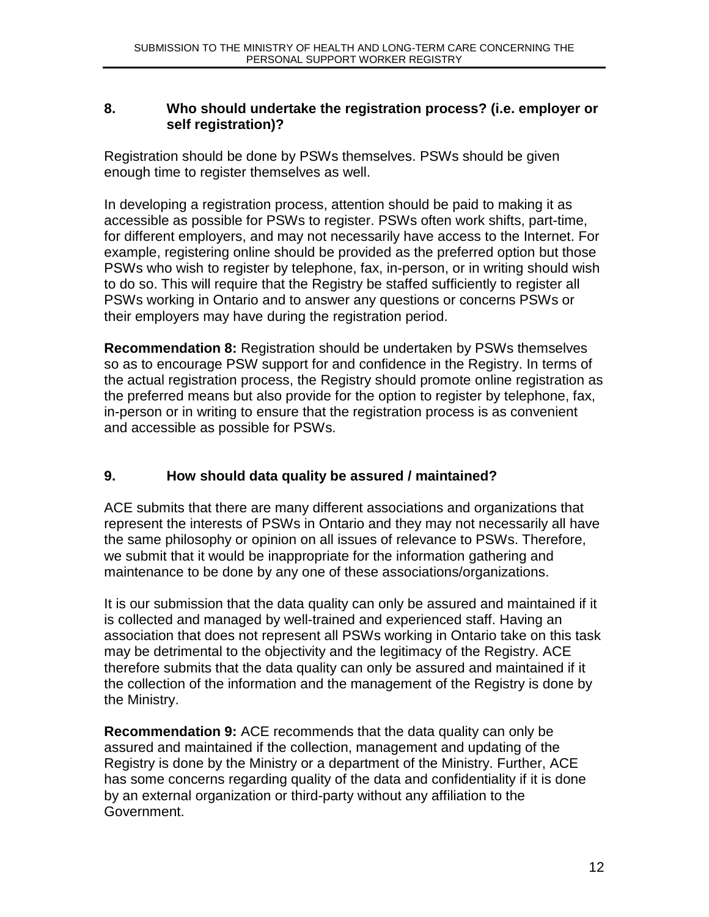## 8. Who should undertake the registration process? (i.e. employer or self registration)?

Registration should be done by PSWs themselves. PSWs should be given enough time to register themselves as well.

In developing a registration process, attention should be paid to making it as accessible as possible for PSWs to register. PSWs often work shifts, part-time, for different employers, and may not necessarily have access to the Internet. For example, registering online should be provided as the preferred option but those PSWs who wish to register by telephone, fax, in-person, or in writing should wish to do so. This will require that the Registry be staffed sufficiently to register all PSWs working in Ontario and to answer any questions or concerns PSWs or their employers may have during the registration period.

**Recommendation 8:** Registration should be undertaken by PSWs themselves so as to encourage PSW support for and confidence in the Registry. In terms of the actual registration process, the Registry should promote online registration as the preferred means but also provide for the option to register by telephone, fax, in-person or in writing to ensure that the registration process is as convenient and accessible as possible for PSWs.

## 9. How should data quality be assured / maintained?

ACE submits that there are many different associations and organizations that represent the interests of PSWs in Ontario and they may not necessarily all have the same philosophy or opinion on all issues of relevance to PSWs. Therefore, we submit that it would be inappropriate for the information gathering and maintenance to be done by any one of these associations/organizations.

It is our submission that the data quality can only be assured and maintained if it is collected and managed by well-trained and experienced staff. Having an association that does not represent all PSWs working in Ontario take on this task may be detrimental to the objectivity and the legitimacy of the Registry. ACE therefore submits that the data quality can only be assured and maintained if it the collection of the information and the management of the Registry is done by the Ministry.

**Recommendation 9:** ACE recommends that the data quality can only be assured and maintained if the collection, management and updating of the Registry is done by the Ministry or a department of the Ministry. Further, ACE has some concerns regarding quality of the data and confidentiality if it is done by an external organization or third-party without any affiliation to the Government.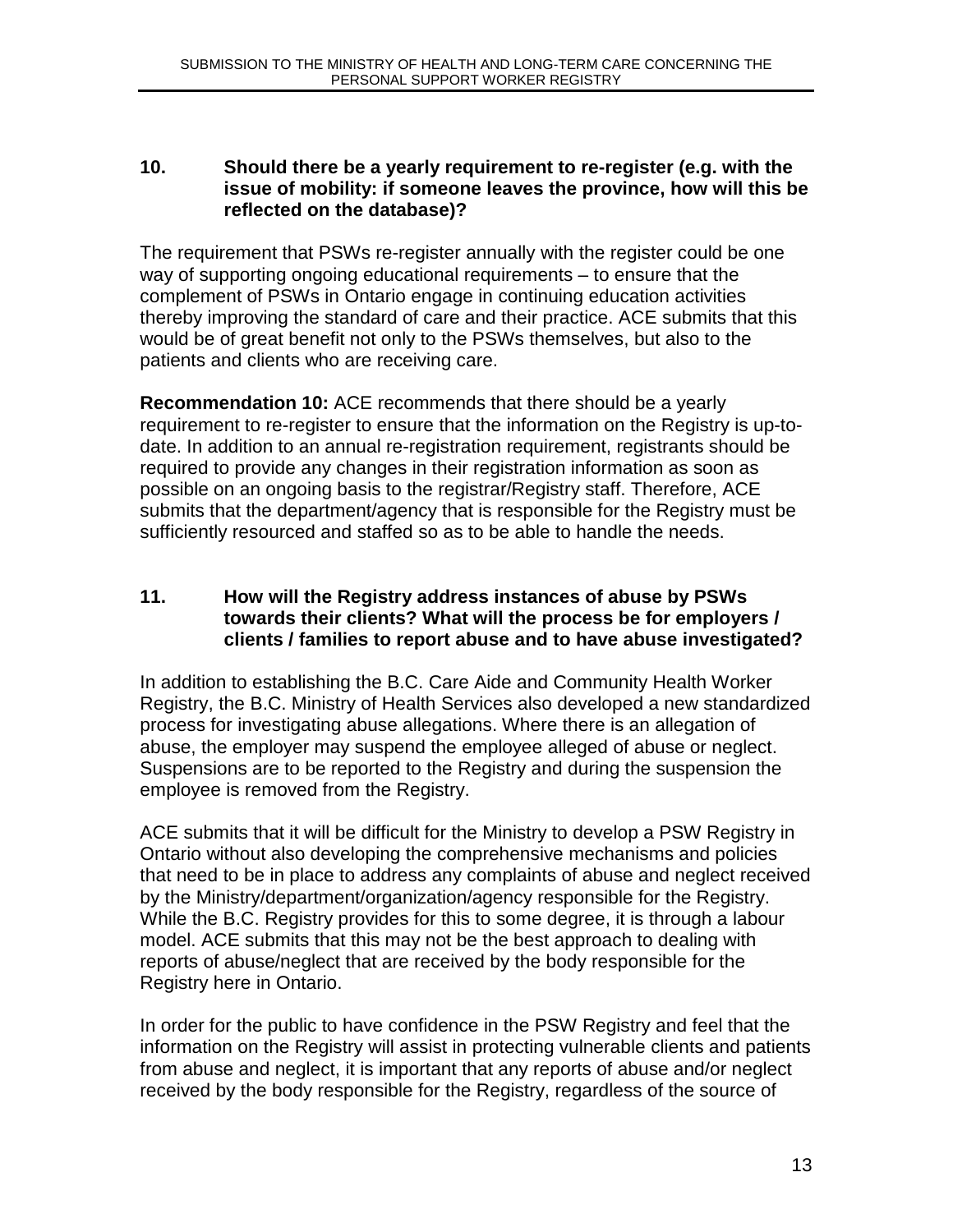### 10. Should there be a yearly requirement to re-register (e.g. with the issue of mobility: if someone leaves the province, how will this be reflected on the database)?

The requirement that PSWs re-register annually with the register could be one way of supporting ongoing educational requirements – to ensure that the complement of PSWs in Ontario engage in continuing education activities thereby improving the standard of care and their practice. ACE submits that this would be of great benefit not only to the PSWs themselves, but also to the patients and clients who are receiving care.

**Recommendation 10:** ACE recommends that there should be a yearly requirement to re-register to ensure that the information on the Registry is up-to-date. In addition to an annual re-registration requirement, registrants should be required to provide any changes in their registration information as soon as possible on an ongoing basis to the registrar/Registry staff. Therefore, ACE submits that the department/agency that is responsible for the Registry must be sufficiently resourced and staffed so as to be able to handle the needs.

### 11. How will the Registry address instances of abuse by PSWs towards their clients? What will the process be for employers / clients / families to report abuse and to have abuse investigated?

In addition to establishing the B.C. Care Aide and Community Health Worker Registry, the B.C. Ministry of Health Services also developed a new standardized process for investigating abuse allegations. Where there is an allegation of abuse, the employer may suspend the employee alleged of abuse or neglect. Suspensions are to be reported to the Registry and during the suspension the employee is removed from the Registry.

ACE submits that it will be difficult for the Ministry to develop a PSW Registry in Ontario without also developing the comprehensive mechanisms and policies that need to be in place to address any complaints of abuse and neglect received by the Ministry/department/organization/agency responsible for the Registry. While the B.C. Registry provides for this to some degree, it is through a labour model. ACE submits that this may not be the best approach to dealing with reports of abuse/neglect that are received by the body responsible for the Registry here in Ontario.

In order for the public to have confidence in the PSW Registry and feel that the information on the Registry will assist in protecting vulnerable clients and patients from abuse and neglect, it is important that any reports of abuse and/or neglect received by the body responsible for the Registry, regardless of the source of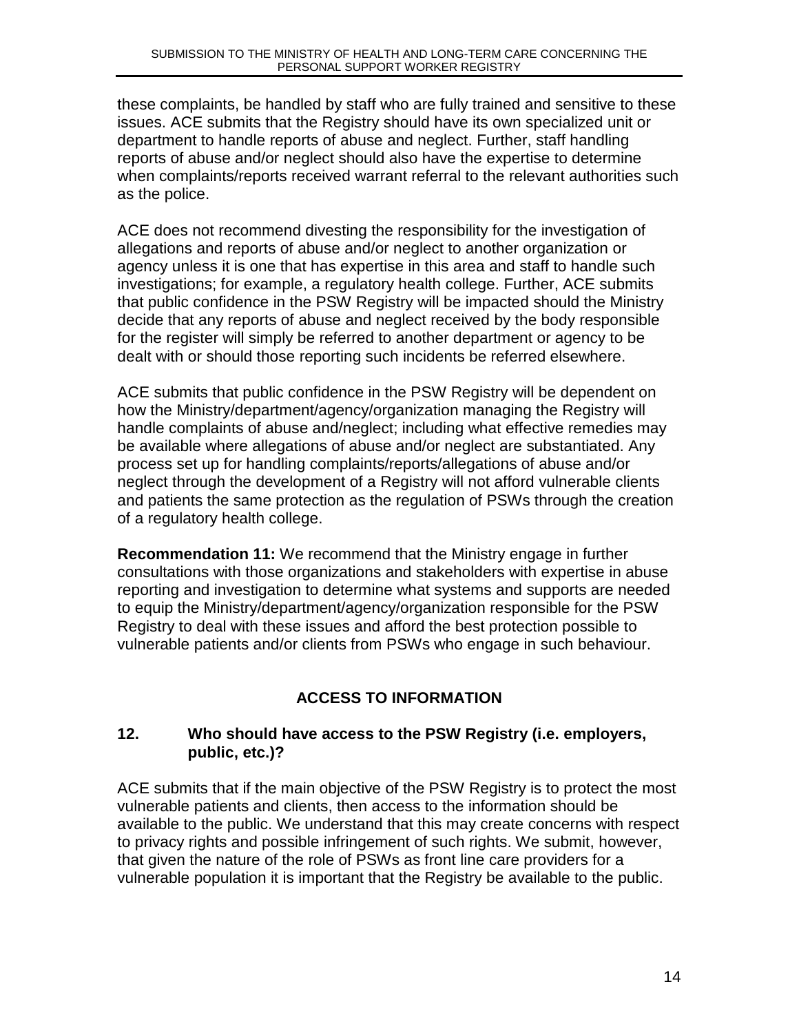these complaints, be handled by staff who are fully trained and sensitive to these issues. ACE submits that the Registry should have its own specialized unit or department to handle reports of abuse and neglect. Further, staff handling reports of abuse and/or neglect should also have the expertise to determine when complaints/reports received warrant referral to the relevant authorities such as the police.

ACE does not recommend divesting the responsibility for the investigation of allegations and reports of abuse and/or neglect to another organization or agency unless it is one that has expertise in this area and staff to handle such investigations; for example, a regulatory health college. Further, ACE submits that public confidence in the PSW Registry will be impacted should the Ministry decide that any reports of abuse and neglect received by the body responsible for the register will simply be referred to another department or agency to be dealt with or should those reporting such incidents be referred elsewhere.

ACE submits that public confidence in the PSW Registry will be dependent on how the Ministry/department/agency/organization managing the Registry will handle complaints of abuse and/neglect; including what effective remedies may be available where allegations of abuse and/or neglect are substantiated. Any process set up for handling complaints/reports/allegations of abuse and/or neglect through the development of a Registry will not afford vulnerable clients and patients the same protection as the regulation of PSWs through the creation of a regulatory health college.

**Recommendation 11:** We recommend that the Ministry engage in further consultations with those organizations and stakeholders with expertise in abuse reporting and investigation to determine what systems and supports are needed to equip the Ministry/department/agency/organization responsible for the PSW Registry to deal with these issues and afford the best protection possible to vulnerable patients and/or clients from PSWs who engage in such behaviour.

## ACCESS TO INFORMATION

### 12. Who should have access to the PSW Registry (i.e. employers, public, etc.)?

ACE submits that if the main objective of the PSW Registry is to protect the most vulnerable patients and clients, then access to the information should be available to the public. We understand that this may create concerns with respect to privacy rights and possible infringement of such rights. We submit, however, that given the nature of the role of PSWs as front line care providers for a vulnerable population it is important that the Registry be available to the public.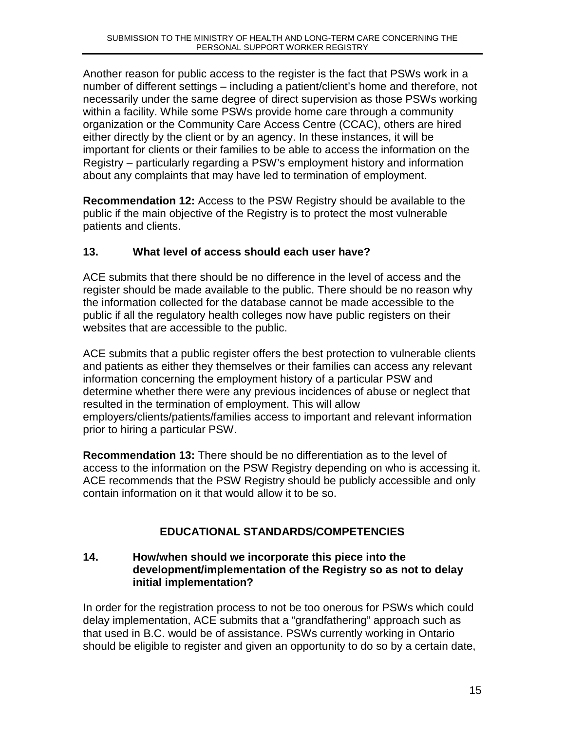Another reason for public access to the register is the fact that PSWs work in a number of different settings – including a patient/client's home and therefore, not necessarily under the same degree of direct supervision as those PSWs working within a facility. While some PSWs provide home care through a community organization or the Community Care Access Centre (CCAC), others are hired either directly by the client or by an agency. In these instances, it will be important for clients or their families to be able to access the information on the Registry – particularly regarding a PSW's employment history and information about any complaints that may have led to termination of employment.

**Recommendation 12:** Access to the PSW Registry should be available to the public if the main objective of the Registry is to protect the most vulnerable patients and clients.

### 13. What level of access should each user have?

ACE submits that there should be no difference in the level of access and the register should be made available to the public. There should be no reason why the information collected for the database cannot be made accessible to the public if all the regulatory health colleges now have public registers on their websites that are accessible to the public.

ACE submits that a public register offers the best protection to vulnerable clients and patients as either they themselves or their families can access any relevant information concerning the employment history of a particular PSW and determine whether there were any previous incidences of abuse or neglect that resulted in the termination of employment. This will allow employers/clients/patients/families access to important and relevant information prior to hiring a particular PSW.

**Recommendation 13:** There should be no differentiation as to the level of access to the information on the PSW Registry depending on who is accessing it. ACE recommends that the PSW Registry should be publicly accessible and only contain information on it that would allow it to be so.

## EDUCATIONAL STANDARDS/COMPETENCIES

### 14. How/when should we incorporate this piece into the development/implementation of the Registry so as not to delay initial implementation?

In order for the registration process to not be too onerous for PSWs which could delay implementation, ACE submits that a "grandfathering" approach such as that used in B.C. would be of assistance. PSWs currently working in Ontario should be eligible to register and given an opportunity to do so by a certain date,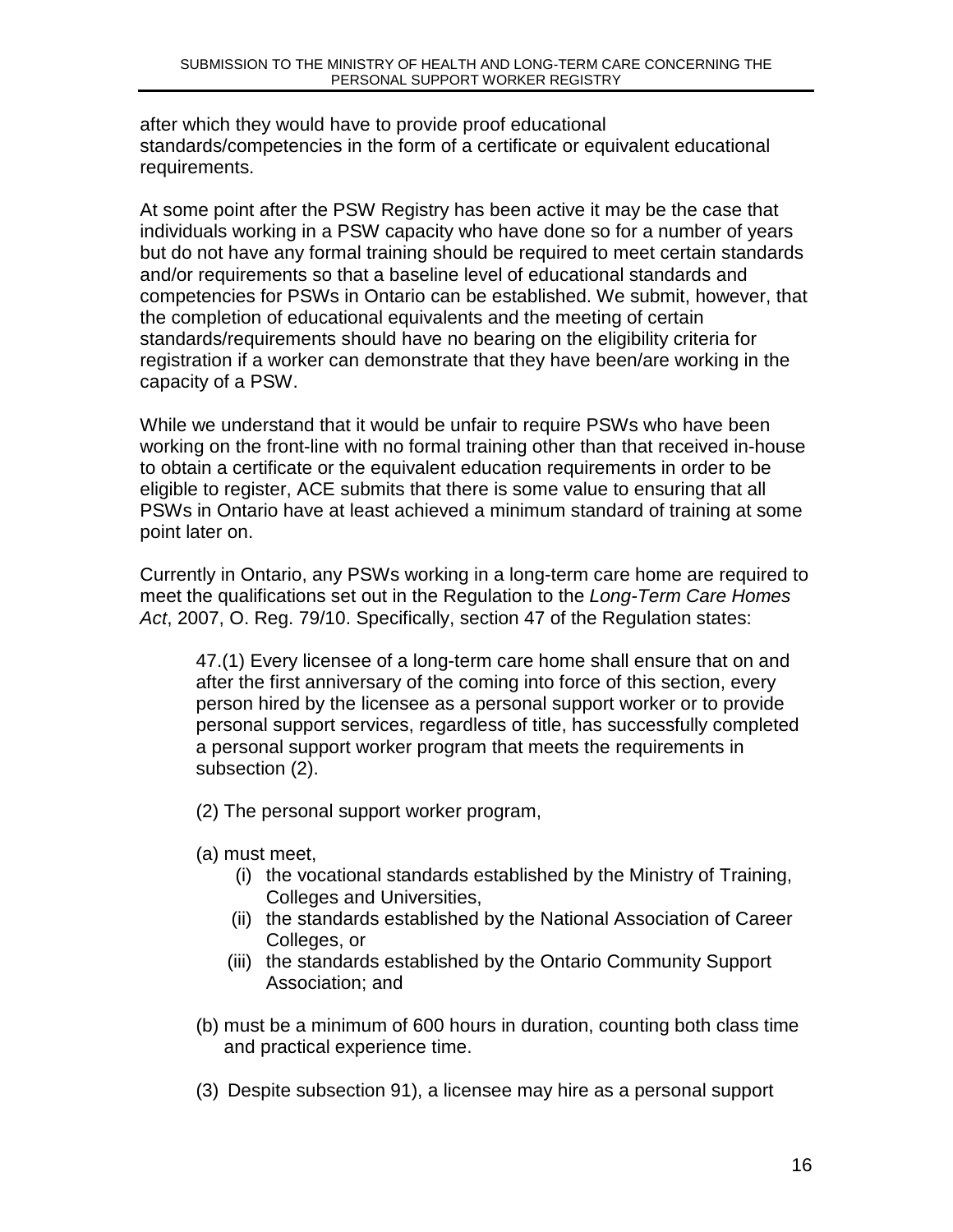after which they would have to provide proof educational standards/competencies in the form of a certificate or equivalent educational requirements.

At some point after the PSW Registry has been active it may be the case that individuals working in a PSW capacity who have done so for a number of years but do not have any formal training should be required to meet certain standards and/or requirements so that a baseline level of educational standards and competencies for PSWs in Ontario can be established. We submit, however, that the completion of educational equivalents and the meeting of certain standards/requirements should have no bearing on the eligibility criteria for registration if a worker can demonstrate that they have been/are working in the capacity of a PSW.

While we understand that it would be unfair to require PSWs who have been working on the front-line with no formal training other than that received in-house to obtain a certificate or the equivalent education requirements in order to be eligible to register, ACE submits that there is some value to ensuring that all PSWs in Ontario have at least achieved a minimum standard of training at some point later on.

Currently in Ontario, any PSWs working in a long-term care home are required to meet the qualifications set out in the Regulation to the *Long-Term Care Homes Act*, 2007, O. Reg. 79/10. Specifically, section 47 of the Regulation states:

> 47.(1) Every licensee of a long-term care home shall ensure that on and after the first anniversary of the coming into force of this section, every person hired by the licensee as a personal support worker or to provide personal support services, regardless of title, has successfully completed a personal support worker program that meets the requirements in subsection (2).
>
> (2) The personal support worker program,
>
> (a) must meet,
>
> (i) the vocational standards established by the Ministry of Training, Colleges and Universities,
>
> (ii) the standards established by the National Association of Career Colleges, or
>
> (iii) the standards established by the Ontario Community Support Association; and
>
> (b) must be a minimum of 600 hours in duration, counting both class time and practical experience time.
>
> (3) Despite subsection 91), a licensee may hire as a personal support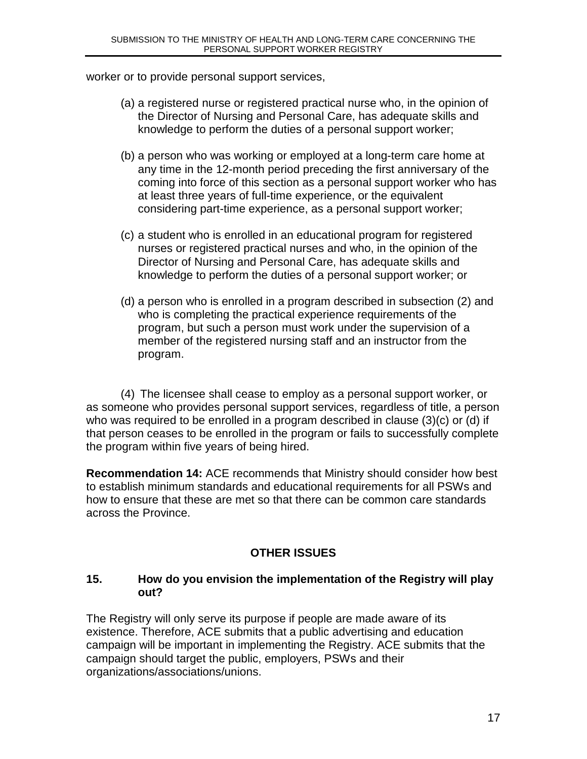worker or to provide personal support services,

(a) a registered nurse or registered practical nurse who, in the opinion of the Director of Nursing and Personal Care, has adequate skills and knowledge to perform the duties of a personal support worker;

(b) a person who was working or employed at a long-term care home at any time in the 12-month period preceding the first anniversary of the coming into force of this section as a personal support worker who has at least three years of full-time experience, or the equivalent considering part-time experience, as a personal support worker;

(c) a student who is enrolled in an educational program for registered nurses or registered practical nurses and who, in the opinion of the Director of Nursing and Personal Care, has adequate skills and knowledge to perform the duties of a personal support worker; or

(d) a person who is enrolled in a program described in subsection (2) and who is completing the practical experience requirements of the program, but such a person must work under the supervision of a member of the registered nursing staff and an instructor from the program.

(4) The licensee shall cease to employ as a personal support worker, or as someone who provides personal support services, regardless of title, a person who was required to be enrolled in a program described in clause (3)(c) or (d) if that person ceases to be enrolled in the program or fails to successfully complete the program within five years of being hired.

**Recommendation 14:** ACE recommends that Ministry should consider how best to establish minimum standards and educational requirements for all PSWs and how to ensure that these are met so that there can be common care standards across the Province.

## OTHER ISSUES

### 15. How do you envision the implementation of the Registry will play out?

The Registry will only serve its purpose if people are made aware of its existence. Therefore, ACE submits that a public advertising and education campaign will be important in implementing the Registry. ACE submits that the campaign should target the public, employers, PSWs and their organizations/associations/unions.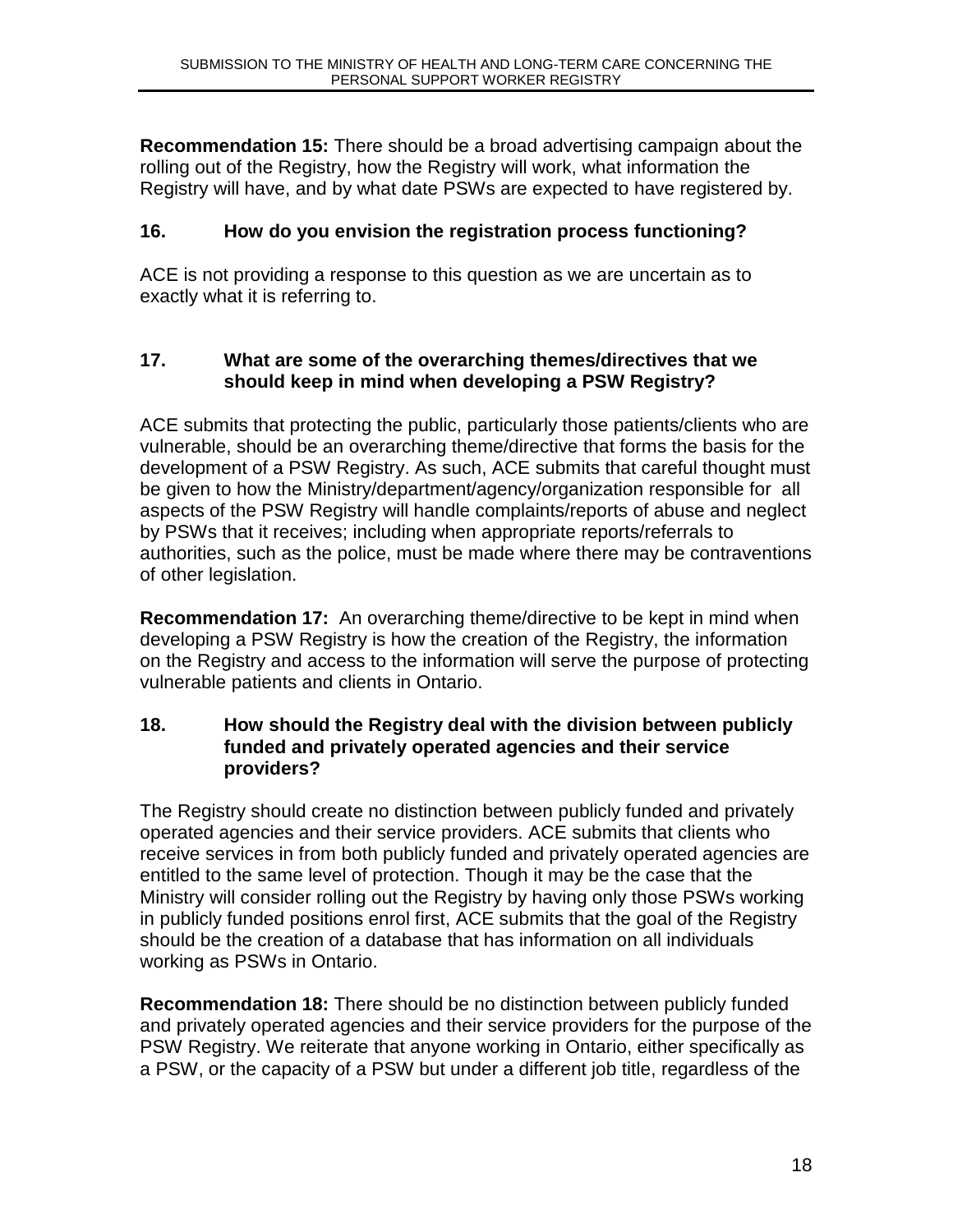**Recommendation 15:** There should be a broad advertising campaign about the rolling out of the Registry, how the Registry will work, what information the Registry will have, and by what date PSWs are expected to have registered by.

### 16. How do you envision the registration process functioning?

ACE is not providing a response to this question as we are uncertain as to exactly what it is referring to.

### 17. What are some of the overarching themes/directives that we should keep in mind when developing a PSW Registry?

ACE submits that protecting the public, particularly those patients/clients who are vulnerable, should be an overarching theme/directive that forms the basis for the development of a PSW Registry. As such, ACE submits that careful thought must be given to how the Ministry/department/agency/organization responsible for all aspects of the PSW Registry will handle complaints/reports of abuse and neglect by PSWs that it receives; including when appropriate reports/referrals to authorities, such as the police, must be made where there may be contraventions of other legislation.

**Recommendation 17:** An overarching theme/directive to be kept in mind when developing a PSW Registry is how the creation of the Registry, the information on the Registry and access to the information will serve the purpose of protecting vulnerable patients and clients in Ontario.

### 18. How should the Registry deal with the division between publicly funded and privately operated agencies and their service providers?

The Registry should create no distinction between publicly funded and privately operated agencies and their service providers. ACE submits that clients who receive services in from both publicly funded and privately operated agencies are entitled to the same level of protection. Though it may be the case that the Ministry will consider rolling out the Registry by having only those PSWs working in publicly funded positions enrol first, ACE submits that the goal of the Registry should be the creation of a database that has information on all individuals working as PSWs in Ontario.

**Recommendation 18:** There should be no distinction between publicly funded and privately operated agencies and their service providers for the purpose of the PSW Registry. We reiterate that anyone working in Ontario, either specifically as a PSW, or the capacity of a PSW but under a different job title, regardless of the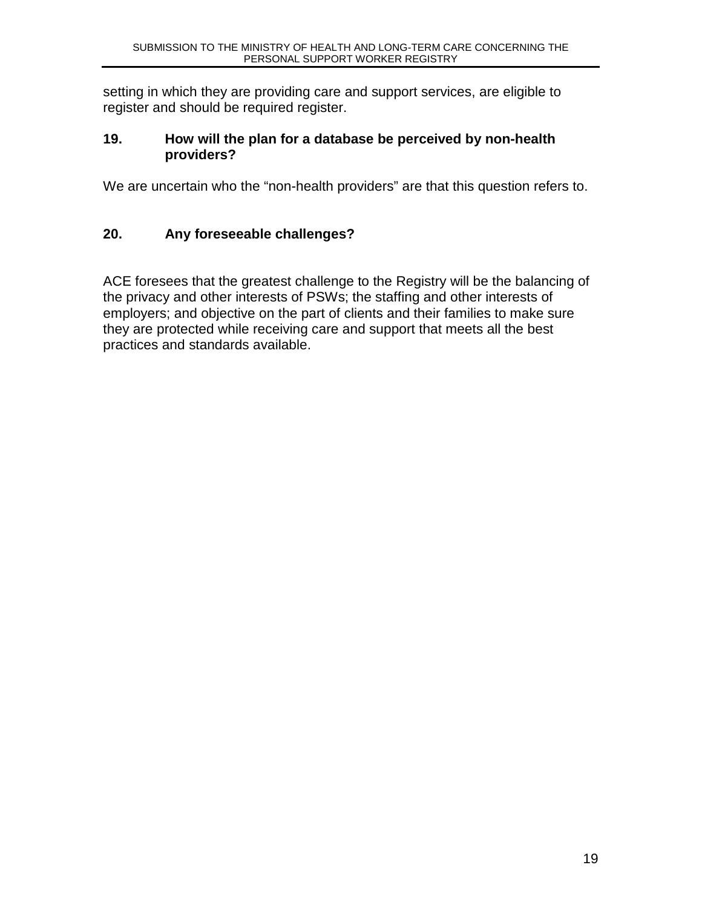setting in which they are providing care and support services, are eligible to register and should be required register.

### 19. How will the plan for a database be perceived by non-health providers?

We are uncertain who the "non-health providers" are that this question refers to.

### 20. Any foreseeable challenges?

ACE foresees that the greatest challenge to the Registry will be the balancing of the privacy and other interests of PSWs; the staffing and other interests of employers; and objective on the part of clients and their families to make sure they are protected while receiving care and support that meets all the best practices and standards available.